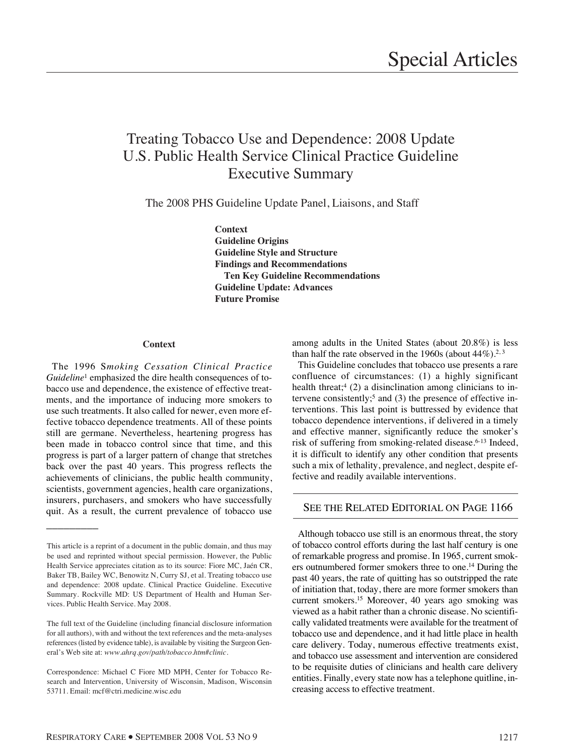# Treating Tobacco Use and Dependence: 2008 Update U.S. Public Health Service Clinical Practice Guideline Executive Summary

The 2008 PHS Guideline Update Panel, Liaisons, and Staff

**Context**
**Guideline Origins**
**Guideline Style and Structure**
**Findings and Recommendations**
  **Ten Key Guideline Recommendations**
**Guideline Update: Advances**
**Future Promise**

## Context

The 1996 *Smoking Cessation Clinical Practice Guideline*[1] emphasized the dire health consequences of tobacco use and dependence, the existence of effective treatments, and the importance of inducing more smokers to use such treatments. It also called for newer, even more effective tobacco dependence treatments. All of these points still are germane. Nevertheless, heartening progress has been made in tobacco control since that time, and this progress is part of a larger pattern of change that stretches back over the past 40 years. This progress reflects the achievements of clinicians, the public health community, scientists, government agencies, health care organizations, insurers, purchasers, and smokers who have successfully quit. As a result, the current prevalence of tobacco use among adults in the United States (about 20.8%) is less than half the rate observed in the 1960s (about 44%).[2,3]

This Guideline concludes that tobacco use presents a rare confluence of circumstances: (1) a highly significant health threat;[4] (2) a disinclination among clinicians to intervene consistently;[5] and (3) the presence of effective interventions. This last point is buttressed by evidence that tobacco dependence interventions, if delivered in a timely and effective manner, significantly reduce the smoker's risk of suffering from smoking-related disease.[6-13] Indeed, it is difficult to identify any other condition that presents such a mix of lethality, prevalence, and neglect, despite effective and readily available interventions.

SEE THE RELATED EDITORIAL ON PAGE 1166

Although tobacco use still is an enormous threat, the story of tobacco control efforts during the last half century is one of remarkable progress and promise. In 1965, current smokers outnumbered former smokers three to one.[14] During the past 40 years, the rate of quitting has so outstripped the rate of initiation that, today, there are more former smokers than current smokers.[15] Moreover, 40 years ago smoking was viewed as a habit rather than a chronic disease. No scientifically validated treatments were available for the treatment of tobacco use and dependence, and it had little place in health care delivery. Today, numerous effective treatments exist, and tobacco use assessment and intervention are considered to be requisite duties of clinicians and health care delivery entities. Finally, every state now has a telephone quitline, increasing access to effective treatment.

---

This article is a reprint of a document in the public domain, and thus may be used and reprinted without special permission. However, the Public Health Service appreciates citation as to its source: Fiore MC, Jaén CR, Baker TB, Bailey WC, Benowitz N, Curry SJ, et al. Treating tobacco use and dependence: 2008 update. Clinical Practice Guideline. Executive Summary. Rockville MD: US Department of Health and Human Services. Public Health Service. May 2008.

The full text of the Guideline (including financial disclosure information for all authors), with and without the text references and the meta-analyses references (listed by evidence table), is available by visiting the Surgeon General's Web site at: *www.ahrq.gov/path/tobacco.htm#clinic*.

Correspondence: Michael C Fiore MD MPH, Center for Tobacco Research and Intervention, University of Wisconsin, Madison, Wisconsin 53711. Email: mcf@ctri.medicine.wisc.edu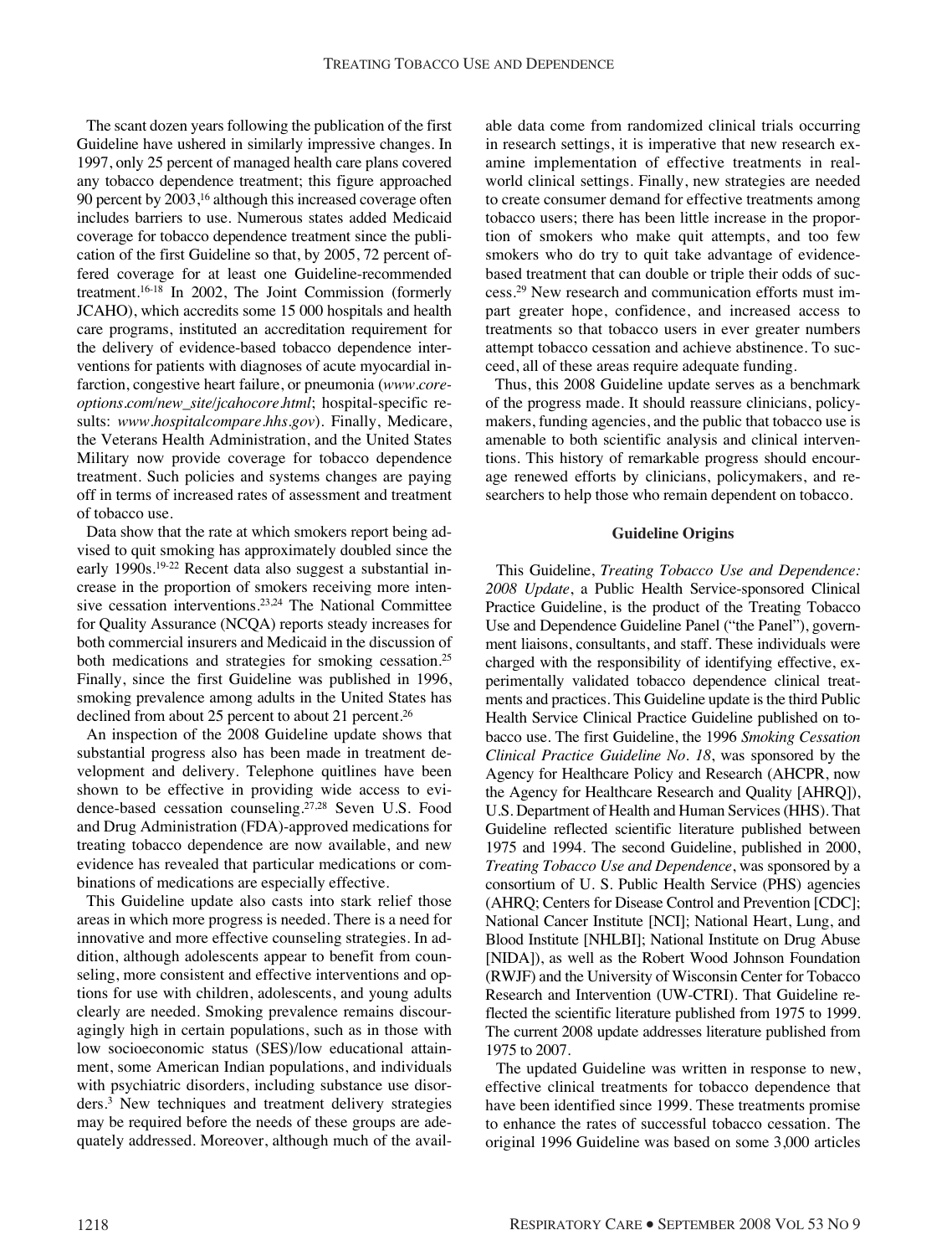The scant dozen years following the publication of the first Guideline have ushered in similarly impressive changes. In 1997, only 25 percent of managed health care plans covered any tobacco dependence treatment; this figure approached 90 percent by 2003,[16] although this increased coverage often includes barriers to use. Numerous states added Medicaid coverage for tobacco dependence treatment since the publication of the first Guideline so that, by 2005, 72 percent offered coverage for at least one Guideline-recommended treatment.[16-18] In 2002, The Joint Commission (formerly JCAHO), which accredits some 15 000 hospitals and health care programs, instituted an accreditation requirement for the delivery of evidence-based tobacco dependence interventions for patients with diagnoses of acute myocardial infarction, congestive heart failure, or pneumonia (*www.coreoptions.com/new_site/jcahocore.html*; hospital-specific results: *www.hospitalcompare.hhs.gov*). Finally, Medicare, the Veterans Health Administration, and the United States Military now provide coverage for tobacco dependence treatment. Such policies and systems changes are paying off in terms of increased rates of assessment and treatment of tobacco use.

Data show that the rate at which smokers report being advised to quit smoking has approximately doubled since the early 1990s.[19-22] Recent data also suggest a substantial increase in the proportion of smokers receiving more intensive cessation interventions.[23,24] The National Committee for Quality Assurance (NCQA) reports steady increases for both commercial insurers and Medicaid in the discussion of both medications and strategies for smoking cessation.[25] Finally, since the first Guideline was published in 1996, smoking prevalence among adults in the United States has declined from about 25 percent to about 21 percent.[26]

An inspection of the 2008 Guideline update shows that substantial progress also has been made in treatment development and delivery. Telephone quitlines have been shown to be effective in providing wide access to evidence-based cessation counseling.[27,28] Seven U.S. Food and Drug Administration (FDA)-approved medications for treating tobacco dependence are now available, and new evidence has revealed that particular medications or combinations of medications are especially effective.

This Guideline update also casts into stark relief those areas in which more progress is needed. There is a need for innovative and more effective counseling strategies. In addition, although adolescents appear to benefit from counseling, more consistent and effective interventions and options for use with children, adolescents, and young adults clearly are needed. Smoking prevalence remains discouragingly high in certain populations, such as in those with low socioeconomic status (SES)/low educational attainment, some American Indian populations, and individuals with psychiatric disorders, including substance use disorders.[3] New techniques and treatment delivery strategies may be required before the needs of these groups are adequately addressed. Moreover, although much of the available data come from randomized clinical trials occurring in research settings, it is imperative that new research examine implementation of effective treatments in real-world clinical settings. Finally, new strategies are needed to create consumer demand for effective treatments among tobacco users; there has been little increase in the proportion of smokers who make quit attempts, and too few smokers who do try to quit take advantage of evidence-based treatment that can double or triple their odds of success.[29] New research and communication efforts must impart greater hope, confidence, and increased access to treatments so that tobacco users in ever greater numbers attempt tobacco cessation and achieve abstinence. To succeed, all of these areas require adequate funding.

Thus, this 2008 Guideline update serves as a benchmark of the progress made. It should reassure clinicians, policymakers, funding agencies, and the public that tobacco use is amenable to both scientific analysis and clinical interventions. This history of remarkable progress should encourage renewed efforts by clinicians, policymakers, and researchers to help those who remain dependent on tobacco.

## Guideline Origins

This Guideline, *Treating Tobacco Use and Dependence: 2008 Update*, a Public Health Service-sponsored Clinical Practice Guideline, is the product of the Treating Tobacco Use and Dependence Guideline Panel ("the Panel"), government liaisons, consultants, and staff. These individuals were charged with the responsibility of identifying effective, experimentally validated tobacco dependence clinical treatments and practices. This Guideline update is the third Public Health Service Clinical Practice Guideline published on tobacco use. The first Guideline, the 1996 *Smoking Cessation Clinical Practice Guideline No. 18*, was sponsored by the Agency for Healthcare Policy and Research (AHCPR, now the Agency for Healthcare Research and Quality [AHRQ]), U.S. Department of Health and Human Services (HHS). That Guideline reflected scientific literature published between 1975 and 1994. The second Guideline, published in 2000, *Treating Tobacco Use and Dependence*, was sponsored by a consortium of U. S. Public Health Service (PHS) agencies (AHRQ; Centers for Disease Control and Prevention [CDC]; National Cancer Institute [NCI]; National Heart, Lung, and Blood Institute [NHLBI]; National Institute on Drug Abuse [NIDA]), as well as the Robert Wood Johnson Foundation (RWJF) and the University of Wisconsin Center for Tobacco Research and Intervention (UW-CTRI). That Guideline reflected the scientific literature published from 1975 to 1999. The current 2008 update addresses literature published from 1975 to 2007.

The updated Guideline was written in response to new, effective clinical treatments for tobacco dependence that have been identified since 1999. These treatments promise to enhance the rates of successful tobacco cessation. The original 1996 Guideline was based on some 3,000 articles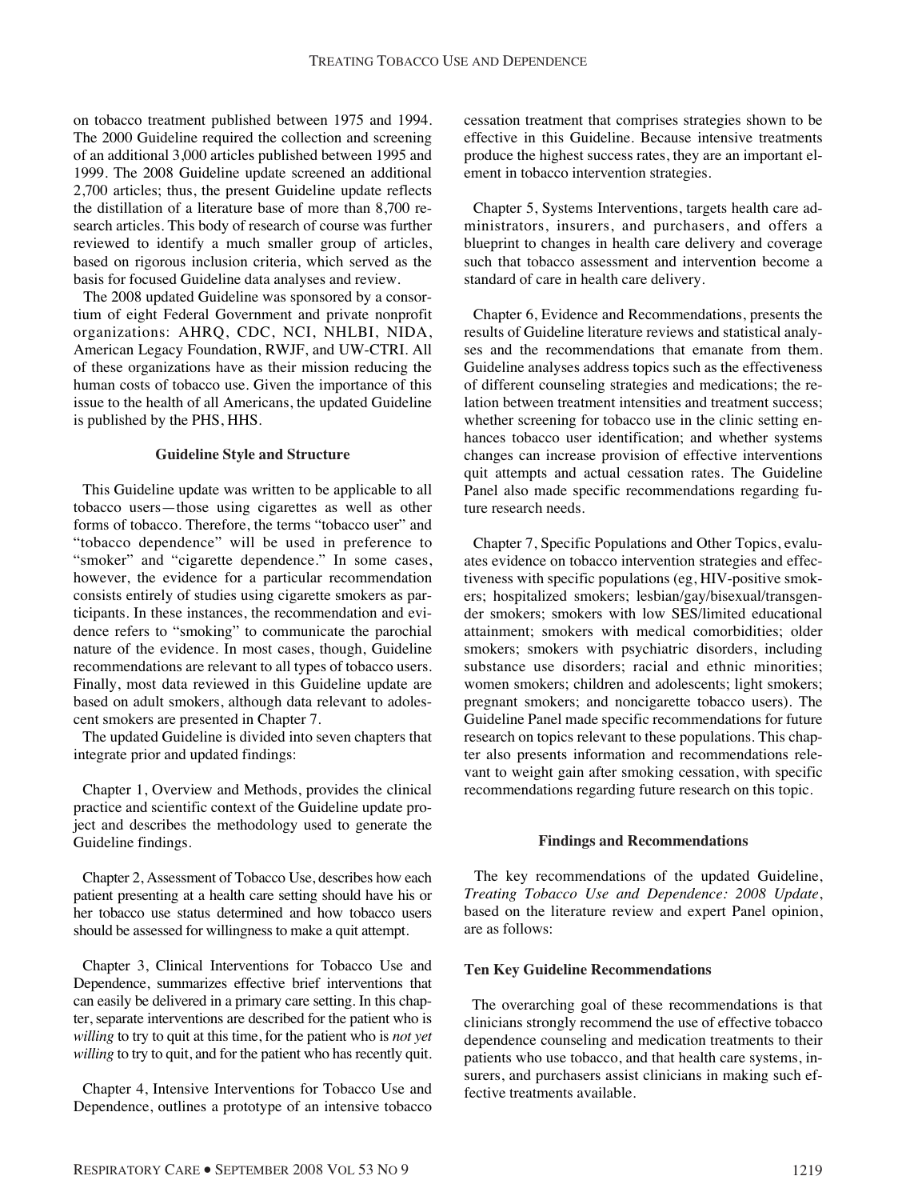on tobacco treatment published between 1975 and 1994. The 2000 Guideline required the collection and screening of an additional 3,000 articles published between 1995 and 1999. The 2008 Guideline update screened an additional 2,700 articles; thus, the present Guideline update reflects the distillation of a literature base of more than 8,700 research articles. This body of research of course was further reviewed to identify a much smaller group of articles, based on rigorous inclusion criteria, which served as the basis for focused Guideline data analyses and review.

The 2008 updated Guideline was sponsored by a consortium of eight Federal Government and private nonprofit organizations: AHRQ, CDC, NCI, NHLBI, NIDA, American Legacy Foundation, RWJF, and UW-CTRI. All of these organizations have as their mission reducing the human costs of tobacco use. Given the importance of this issue to the health of all Americans, the updated Guideline is published by the PHS, HHS.

### Guideline Style and Structure

This Guideline update was written to be applicable to all tobacco users—those using cigarettes as well as other forms of tobacco. Therefore, the terms "tobacco user" and "tobacco dependence" will be used in preference to "smoker" and "cigarette dependence." In some cases, however, the evidence for a particular recommendation consists entirely of studies using cigarette smokers as participants. In these instances, the recommendation and evidence refers to "smoking" to communicate the parochial nature of the evidence. In most cases, though, Guideline recommendations are relevant to all types of tobacco users. Finally, most data reviewed in this Guideline update are based on adult smokers, although data relevant to adolescent smokers are presented in Chapter 7.

The updated Guideline is divided into seven chapters that integrate prior and updated findings:

Chapter 1, Overview and Methods, provides the clinical practice and scientific context of the Guideline update project and describes the methodology used to generate the Guideline findings.

Chapter 2, Assessment of Tobacco Use, describes how each patient presenting at a health care setting should have his or her tobacco use status determined and how tobacco users should be assessed for willingness to make a quit attempt.

Chapter 3, Clinical Interventions for Tobacco Use and Dependence, summarizes effective brief interventions that can easily be delivered in a primary care setting. In this chapter, separate interventions are described for the patient who is *willing* to try to quit at this time, for the patient who is *not yet willing* to try to quit, and for the patient who has recently quit.

Chapter 4, Intensive Interventions for Tobacco Use and Dependence, outlines a prototype of an intensive tobacco cessation treatment that comprises strategies shown to be effective in this Guideline. Because intensive treatments produce the highest success rates, they are an important element in tobacco intervention strategies.

Chapter 5, Systems Interventions, targets health care administrators, insurers, and purchasers, and offers a blueprint to changes in health care delivery and coverage such that tobacco assessment and intervention become a standard of care in health care delivery.

Chapter 6, Evidence and Recommendations, presents the results of Guideline literature reviews and statistical analyses and the recommendations that emanate from them. Guideline analyses address topics such as the effectiveness of different counseling strategies and medications; the relation between treatment intensities and treatment success; whether screening for tobacco use in the clinic setting enhances tobacco user identification; and whether systems changes can increase provision of effective interventions quit attempts and actual cessation rates. The Guideline Panel also made specific recommendations regarding future research needs.

Chapter 7, Specific Populations and Other Topics, evaluates evidence on tobacco intervention strategies and effectiveness with specific populations (eg, HIV-positive smokers; hospitalized smokers; lesbian/gay/bisexual/transgender smokers; smokers with low SES/limited educational attainment; smokers with medical comorbidities; older smokers; smokers with psychiatric disorders, including substance use disorders; racial and ethnic minorities; women smokers; children and adolescents; light smokers; pregnant smokers; and noncigarette tobacco users). The Guideline Panel made specific recommendations for future research on topics relevant to these populations. This chapter also presents information and recommendations relevant to weight gain after smoking cessation, with specific recommendations regarding future research on this topic.

### Findings and Recommendations

The key recommendations of the updated Guideline, *Treating Tobacco Use and Dependence: 2008 Update*, based on the literature review and expert Panel opinion, are as follows:

#### Ten Key Guideline Recommendations

The overarching goal of these recommendations is that clinicians strongly recommend the use of effective tobacco dependence counseling and medication treatments to their patients who use tobacco, and that health care systems, insurers, and purchasers assist clinicians in making such effective treatments available.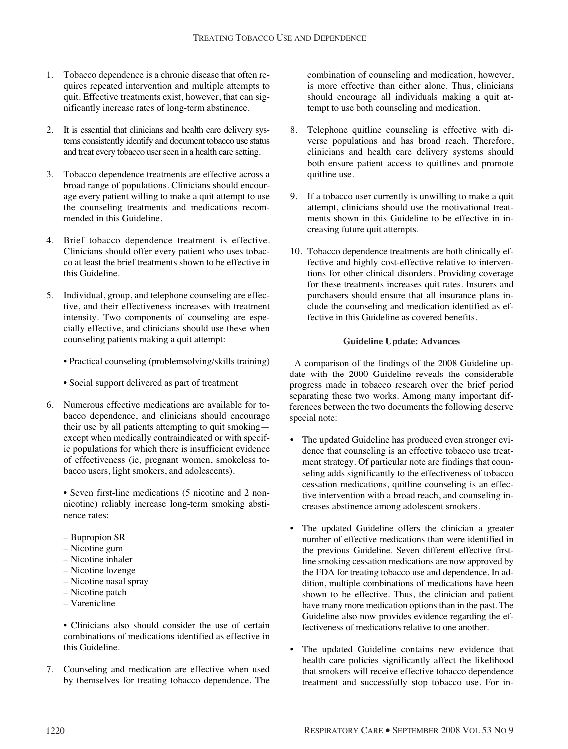1. Tobacco dependence is a chronic disease that often requires repeated intervention and multiple attempts to quit. Effective treatments exist, however, that can significantly increase rates of long-term abstinence.

2. It is essential that clinicians and health care delivery systems consistently identify and document tobacco use status and treat every tobacco user seen in a health care setting.

3. Tobacco dependence treatments are effective across a broad range of populations. Clinicians should encourage every patient willing to make a quit attempt to use the counseling treatments and medications recommended in this Guideline.

4. Brief tobacco dependence treatment is effective. Clinicians should offer every patient who uses tobacco at least the brief treatments shown to be effective in this Guideline.

5. Individual, group, and telephone counseling are effective, and their effectiveness increases with treatment intensity. Two components of counseling are especially effective, and clinicians should use these when counseling patients making a quit attempt:

   • Practical counseling (problemsolving/skills training)

   • Social support delivered as part of treatment

6. Numerous effective medications are available for tobacco dependence, and clinicians should encourage their use by all patients attempting to quit smoking—except when medically contraindicated or with specific populations for which there is insufficient evidence of effectiveness (ie, pregnant women, smokeless tobacco users, light smokers, and adolescents).

   • Seven first-line medications (5 nicotine and 2 non-nicotine) reliably increase long-term smoking abstinence rates:

   – Bupropion SR
   – Nicotine gum
   – Nicotine inhaler
   – Nicotine lozenge
   – Nicotine nasal spray
   – Nicotine patch
   – Varenicline

   • Clinicians also should consider the use of certain combinations of medications identified as effective in this Guideline.

7. Counseling and medication are effective when used by themselves for treating tobacco dependence. The combination of counseling and medication, however, is more effective than either alone. Thus, clinicians should encourage all individuals making a quit attempt to use both counseling and medication.

8. Telephone quitline counseling is effective with diverse populations and has broad reach. Therefore, clinicians and health care delivery systems should both ensure patient access to quitlines and promote quitline use.

9. If a tobacco user currently is unwilling to make a quit attempt, clinicians should use the motivational treatments shown in this Guideline to be effective in increasing future quit attempts.

10. Tobacco dependence treatments are both clinically effective and highly cost-effective relative to interventions for other clinical disorders. Providing coverage for these treatments increases quit rates. Insurers and purchasers should ensure that all insurance plans include the counseling and medication identified as effective in this Guideline as covered benefits.

**Guideline Update: Advances**

A comparison of the findings of the 2008 Guideline update with the 2000 Guideline reveals the considerable progress made in tobacco research over the brief period separating these two works. Among many important differences between the two documents the following deserve special note:

- The updated Guideline has produced even stronger evidence that counseling is an effective tobacco use treatment strategy. Of particular note are findings that counseling adds significantly to the effectiveness of tobacco cessation medications, quitline counseling is an effective intervention with a broad reach, and counseling increases abstinence among adolescent smokers.

- The updated Guideline offers the clinician a greater number of effective medications than were identified in the previous Guideline. Seven different effective first-line smoking cessation medications are now approved by the FDA for treating tobacco use and dependence. In addition, multiple combinations of medications have been shown to be effective. Thus, the clinician and patient have many more medication options than in the past. The Guideline also now provides evidence regarding the effectiveness of medications relative to one another.

- The updated Guideline contains new evidence that health care policies significantly affect the likelihood that smokers will receive effective tobacco dependence treatment and successfully stop tobacco use. For in-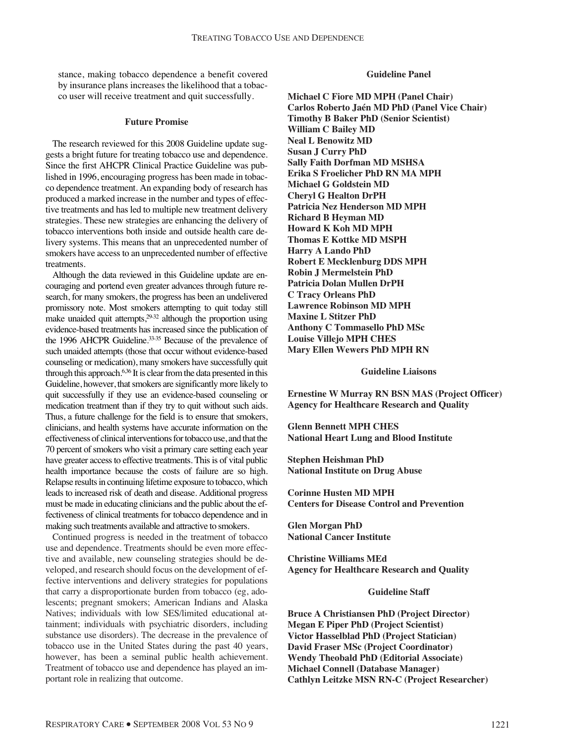stance, making tobacco dependence a benefit covered by insurance plans increases the likelihood that a tobacco user will receive treatment and quit successfully.

### Future Promise

The research reviewed for this 2008 Guideline update suggests a bright future for treating tobacco use and dependence. Since the first AHCPR Clinical Practice Guideline was published in 1996, encouraging progress has been made in tobacco dependence treatment. An expanding body of research has produced a marked increase in the number and types of effective treatments and has led to multiple new treatment delivery strategies. These new strategies are enhancing the delivery of tobacco interventions both inside and outside health care delivery systems. This means that an unprecedented number of smokers have access to an unprecedented number of effective treatments.

Although the data reviewed in this Guideline update are encouraging and portend even greater advances through future research, for many smokers, the progress has been an undelivered promissory note. Most smokers attempting to quit today still make unaided quit attempts,[29-32] although the proportion using evidence-based treatments has increased since the publication of the 1996 AHCPR Guideline.[33-35] Because of the prevalence of such unaided attempts (those that occur without evidence-based counseling or medication), many smokers have successfully quit through this approach.[6,36] It is clear from the data presented in this Guideline, however, that smokers are significantly more likely to quit successfully if they use an evidence-based counseling or medication treatment than if they try to quit without such aids. Thus, a future challenge for the field is to ensure that smokers, clinicians, and health systems have accurate information on the effectiveness of clinical interventions for tobacco use, and that the 70 percent of smokers who visit a primary care setting each year have greater access to effective treatments. This is of vital public health importance because the costs of failure are so high. Relapse results in continuing lifetime exposure to tobacco, which leads to increased risk of death and disease. Additional progress must be made in educating clinicians and the public about the effectiveness of clinical treatments for tobacco dependence and in making such treatments available and attractive to smokers.

Continued progress is needed in the treatment of tobacco use and dependence. Treatments should be even more effective and available, new counseling strategies should be developed, and research should focus on the development of effective interventions and delivery strategies for populations that carry a disproportionate burden from tobacco (eg, adolescents; pregnant smokers; American Indians and Alaska Natives; individuals with low SES/limited educational attainment; individuals with psychiatric disorders, including substance use disorders). The decrease in the prevalence of tobacco use in the United States during the past 40 years, however, has been a seminal public health achievement. Treatment of tobacco use and dependence has played an important role in realizing that outcome.

### Guideline Panel

**Michael C Fiore MD MPH (Panel Chair)**
**Carlos Roberto Jaén MD PhD (Panel Vice Chair)**
**Timothy B Baker PhD (Senior Scientist)**
**William C Bailey MD**
**Neal L Benowitz MD**
**Susan J Curry PhD**
**Sally Faith Dorfman MD MSHSA**
**Erika S Froelicher PhD RN MA MPH**
**Michael G Goldstein MD**
**Cheryl G Healton DrPH**
**Patricia Nez Henderson MD MPH**
**Richard B Heyman MD**
**Howard K Koh MD MPH**
**Thomas E Kottke MD MSPH**
**Harry A Lando PhD**
**Robert E Mecklenburg DDS MPH**
**Robin J Mermelstein PhD**
**Patricia Dolan Mullen DrPH**
**C Tracy Orleans PhD**
**Lawrence Robinson MD MPH**
**Maxine L Stitzer PhD**
**Anthony C Tommasello PhD MSc**
**Louise Villejo MPH CHES**
**Mary Ellen Wewers PhD MPH RN**

### Guideline Liaisons

**Ernestine W Murray RN BSN MAS (Project Officer)**
**Agency for Healthcare Research and Quality**

**Glenn Bennett MPH CHES**
**National Heart Lung and Blood Institute**

**Stephen Heishman PhD**
**National Institute on Drug Abuse**

**Corinne Husten MD MPH**
**Centers for Disease Control and Prevention**

**Glen Morgan PhD**
**National Cancer Institute**

**Christine Williams MEd**
**Agency for Healthcare Research and Quality**

### Guideline Staff

**Bruce A Christiansen PhD (Project Director)**
**Megan E Piper PhD (Project Scientist)**
**Victor Hasselblad PhD (Project Statician)**
**David Fraser MSc (Project Coordinator)**
**Wendy Theobald PhD (Editorial Associate)**
**Michael Connell (Database Manager)**
**Cathlyn Leitzke MSN RN-C (Project Researcher)**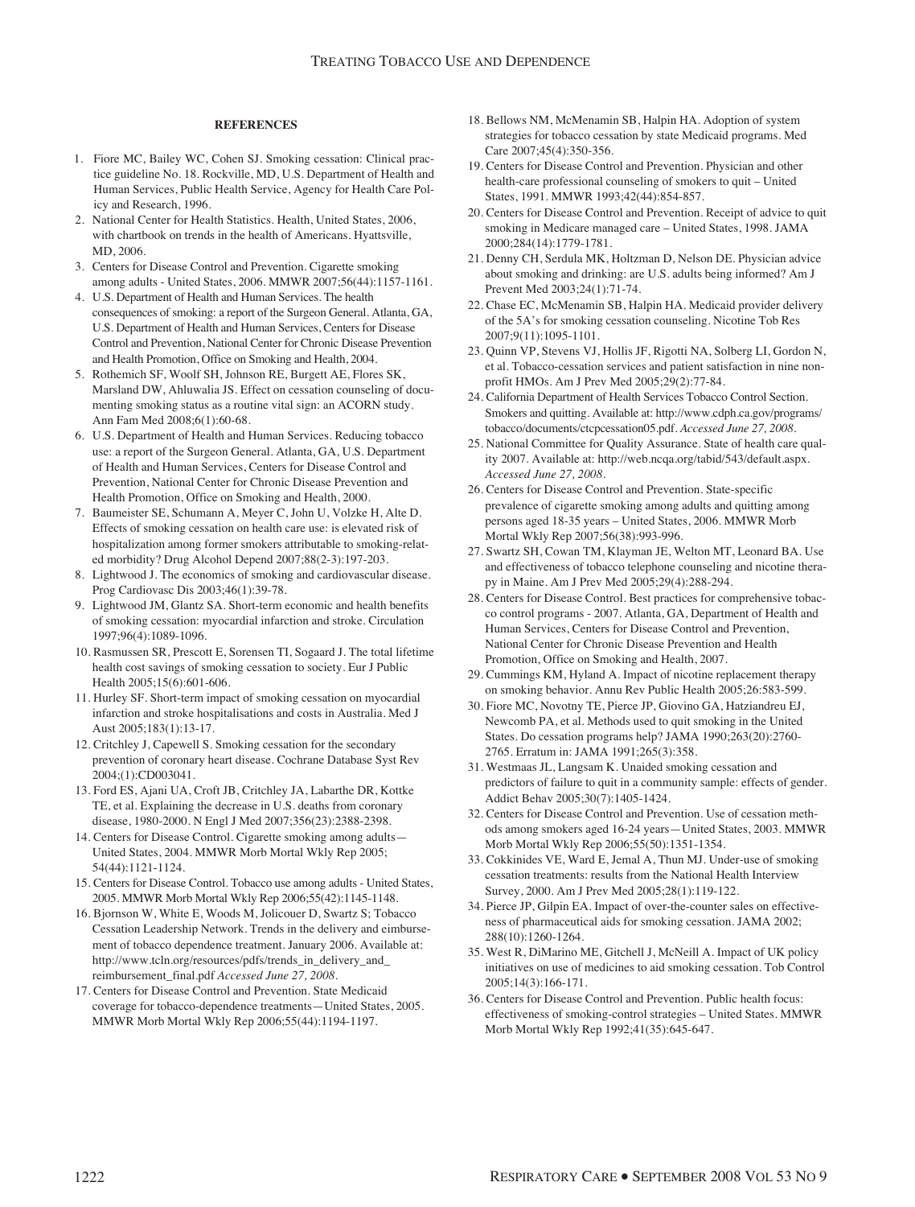## REFERENCES

1. Fiore MC, Bailey WC, Cohen SJ. Smoking cessation: Clinical practice guideline No. 18. Rockville, MD, U.S. Department of Health and Human Services, Public Health Service, Agency for Health Care Policy and Research, 1996.
2. National Center for Health Statistics. Health, United States, 2006, with chartbook on trends in the health of Americans. Hyattsville, MD, 2006.
3. Centers for Disease Control and Prevention. Cigarette smoking among adults - United States, 2006. MMWR 2007;56(44):1157-1161.
4. U.S. Department of Health and Human Services. The health consequences of smoking: a report of the Surgeon General. Atlanta, GA, U.S. Department of Health and Human Services, Centers for Disease Control and Prevention, National Center for Chronic Disease Prevention and Health Promotion, Office on Smoking and Health, 2004.
5. Rothemich SF, Woolf SH, Johnson RE, Burgett AE, Flores SK, Marsland DW, Ahluwalia JS. Effect on cessation counseling of documenting smoking status as a routine vital sign: an ACORN study. Ann Fam Med 2008;6(1):60-68.
6. U.S. Department of Health and Human Services. Reducing tobacco use: a report of the Surgeon General. Atlanta, GA, U.S. Department of Health and Human Services, Centers for Disease Control and Prevention, National Center for Chronic Disease Prevention and Health Promotion, Office on Smoking and Health, 2000.
7. Baumeister SE, Schumann A, Meyer C, John U, Volzke H, Alte D. Effects of smoking cessation on health care use: is elevated risk of hospitalization among former smokers attributable to smoking-related morbidity? Drug Alcohol Depend 2007;88(2-3):197-203.
8. Lightwood J. The economics of smoking and cardiovascular disease. Prog Cardiovasc Dis 2003;46(1):39-78.
9. Lightwood JM, Glantz SA. Short-term economic and health benefits of smoking cessation: myocardial infarction and stroke. Circulation 1997;96(4):1089-1096.
10. Rasmussen SR, Prescott E, Sorensen TI, Sogaard J. The total lifetime health cost savings of smoking cessation to society. Eur J Public Health 2005;15(6):601-606.
11. Hurley SF. Short-term impact of smoking cessation on myocardial infarction and stroke hospitalisations and costs in Australia. Med J Aust 2005;183(1):13-17.
12. Critchley J, Capewell S. Smoking cessation for the secondary prevention of coronary heart disease. Cochrane Database Syst Rev 2004;(1):CD003041.
13. Ford ES, Ajani UA, Croft JB, Critchley JA, Labarthe DR, Kottke TE, et al. Explaining the decrease in U.S. deaths from coronary disease, 1980-2000. N Engl J Med 2007;356(23):2388-2398.
14. Centers for Disease Control. Cigarette smoking among adults—United States, 2004. MMWR Morb Mortal Wkly Rep 2005; 54(44):1121-1124.
15. Centers for Disease Control. Tobacco use among adults - United States, 2005. MMWR Morb Mortal Wkly Rep 2006;55(42):1145-1148.
16. Bjornson W, White E, Woods M, Jolicouer D, Swartz S; Tobacco Cessation Leadership Network. Trends in the delivery and eimbursement of tobacco dependence treatment. January 2006. Available at: http://www.tcln.org/resources/pdfs/trends_in_delivery_and_reimbursement_final.pdf *Accessed June 27, 2008.*
17. Centers for Disease Control and Prevention. State Medicaid coverage for tobacco-dependence treatments—United States, 2005. MMWR Morb Mortal Wkly Rep 2006;55(44):1194-1197.
18. Bellows NM, McMenamin SB, Halpin HA. Adoption of system strategies for tobacco cessation by state Medicaid programs. Med Care 2007;45(4):350-356.
19. Centers for Disease Control and Prevention. Physician and other health-care professional counseling of smokers to quit – United States, 1991. MMWR 1993;42(44):854-857.
20. Centers for Disease Control and Prevention. Receipt of advice to quit smoking in Medicare managed care – United States, 1998. JAMA 2000;284(14):1779-1781.
21. Denny CH, Serdula MK, Holtzman D, Nelson DE. Physician advice about smoking and drinking: are U.S. adults being informed? Am J Prevent Med 2003;24(1):71-74.
22. Chase EC, McMenamin SB, Halpin HA. Medicaid provider delivery of the 5A's for smoking cessation counseling. Nicotine Tob Res 2007;9(11):1095-1101.
23. Quinn VP, Stevens VJ, Hollis JF, Rigotti NA, Solberg LI, Gordon N, et al. Tobacco-cessation services and patient satisfaction in nine nonprofit HMOs. Am J Prev Med 2005;29(2):77-84.
24. California Department of Health Services Tobacco Control Section. Smokers and quitting. Available at: http://www.cdph.ca.gov/programs/tobacco/documents/ctcpcessation05.pdf. *Accessed June 27, 2008.*
25. National Committee for Quality Assurance. State of health care quality 2007. Available at: http://web.ncqa.org/tabid/543/default.aspx. *Accessed June 27, 2008.*
26. Centers for Disease Control and Prevention. State-specific prevalence of cigarette smoking among adults and quitting among persons aged 18-35 years – United States, 2006. MMWR Morb Mortal Wkly Rep 2007;56(38):993-996.
27. Swartz SH, Cowan TM, Klayman JE, Welton MT, Leonard BA. Use and effectiveness of tobacco telephone counseling and nicotine therapy in Maine. Am J Prev Med 2005;29(4):288-294.
28. Centers for Disease Control. Best practices for comprehensive tobacco control programs - 2007. Atlanta, GA, Department of Health and Human Services, Centers for Disease Control and Prevention, National Center for Chronic Disease Prevention and Health Promotion, Office on Smoking and Health, 2007.
29. Cummings KM, Hyland A. Impact of nicotine replacement therapy on smoking behavior. Annu Rev Public Health 2005;26:583-599.
30. Fiore MC, Novotny TE, Pierce JP, Giovino GA, Hatziandreu EJ, Newcomb PA, et al. Methods used to quit smoking in the United States. Do cessation programs help? JAMA 1990;263(20):2760-2765. Erratum in: JAMA 1991;265(3):358.
31. Westmaas JL, Langsam K. Unaided smoking cessation and predictors of failure to quit in a community sample: effects of gender. Addict Behav 2005;30(7):1405-1424.
32. Centers for Disease Control and Prevention. Use of cessation methods among smokers aged 16-24 years—United States, 2003. MMWR Morb Mortal Wkly Rep 2006;55(50):1351-1354.
33. Cokkinides VE, Ward E, Jemal A, Thun MJ. Under-use of smoking cessation treatments: results from the National Health Interview Survey, 2000. Am J Prev Med 2005;28(1):119-122.
34. Pierce JP, Gilpin EA. Impact of over-the-counter sales on effectiveness of pharmaceutical aids for smoking cessation. JAMA 2002; 288(10):1260-1264.
35. West R, DiMarino ME, Gitchell J, McNeill A. Impact of UK policy initiatives on use of medicines to aid smoking cessation. Tob Control 2005;14(3):166-171.
36. Centers for Disease Control and Prevention. Public health focus: effectiveness of smoking-control strategies – United States. MMWR Morb Mortal Wkly Rep 1992;41(35):645-647.